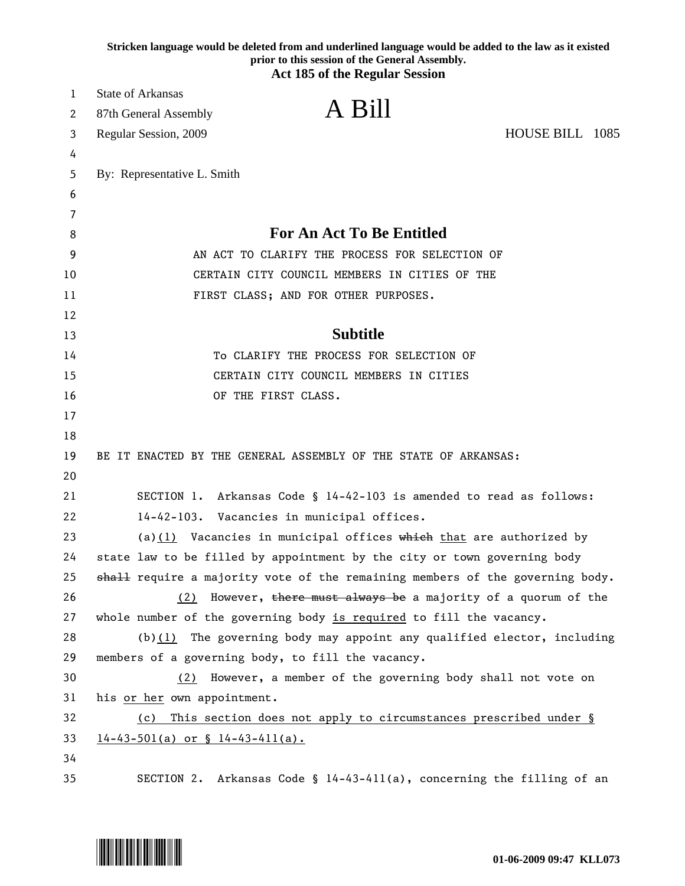**Stricken language would be deleted from and underlined language would be added to the law as it existed prior to this session of the General Assembly.**

**Act 185 of the Regular Session**

State of Arkansas
87th General Assembly
Regular Session, 2009

# A Bill

HOUSE BILL 1085

By: Representative L. Smith

## For An Act To Be Entitled

AN ACT TO CLARIFY THE PROCESS FOR SELECTION OF CERTAIN CITY COUNCIL MEMBERS IN CITIES OF THE FIRST CLASS; AND FOR OTHER PURPOSES.

## Subtitle

To CLARIFY THE PROCESS FOR SELECTION OF CERTAIN CITY COUNCIL MEMBERS IN CITIES OF THE FIRST CLASS.

BE IT ENACTED BY THE GENERAL ASSEMBLY OF THE STATE OF ARKANSAS:

SECTION 1. Arkansas Code § 14-42-103 is amended to read as follows:

14-42-103. Vacancies in municipal offices.

(a)<u>(1)</u> Vacancies in municipal offices ~~which~~ <u>that</u> are authorized by state law to be filled by appointment by the city or town governing body ~~shall~~ require a majority vote of the remaining members of the governing body.

<u>(2)</u> However, ~~there must always be~~ a majority of a quorum of the whole number of the governing body <u>is required</u> to fill the vacancy.

(b)<u>(1)</u> The governing body may appoint any qualified elector, including members of a governing body, to fill the vacancy.

<u>(2)</u> However, a member of the governing body shall not vote on his <u>or her</u> own appointment.

<u>(c) This section does not apply to circumstances prescribed under § 14-43-501(a) or § 14-43-411(a).</u>

SECTION 2. Arkansas Code § 14-43-411(a), concerning the filling of an

01-06-2009 09:47 KLL073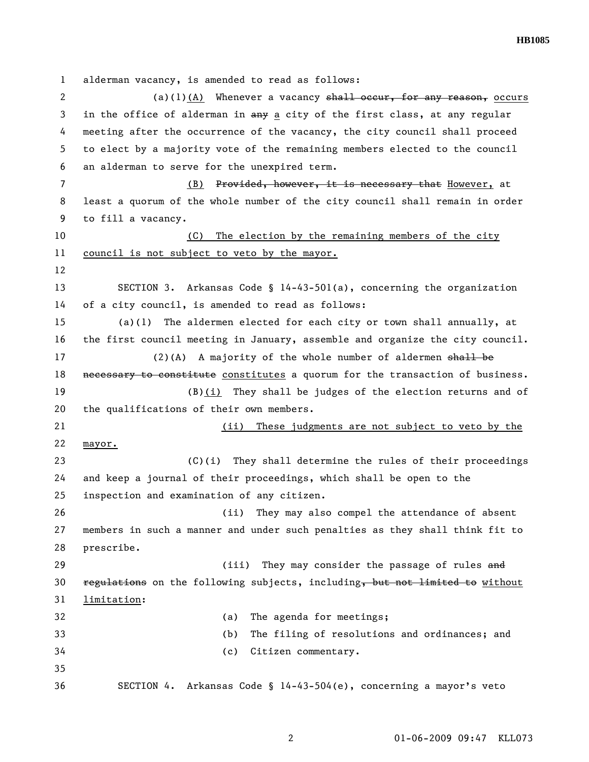alderman vacancy, is amended to read as follows:

(a)(1)<u>(A)</u> Whenever a vacancy ~~shall occur, for any reason,~~ <u>occurs</u> in the office of alderman in ~~any~~ <u>a</u> city of the first class, at any regular meeting after the occurrence of the vacancy, the city council shall proceed to elect by a majority vote of the remaining members elected to the council an alderman to serve for the unexpired term.

<u>(B)</u> ~~Provided, however, it is necessary that~~ <u>However,</u> at least a quorum of the whole number of the city council shall remain in order to fill a vacancy.

<u>(C) The election by the remaining members of the city council is not subject to veto by the mayor.</u>

SECTION 3. Arkansas Code § 14-43-501(a), concerning the organization of a city council, is amended to read as follows:

(a)(1) The aldermen elected for each city or town shall annually, at the first council meeting in January, assemble and organize the city council.

(2)(A) A majority of the whole number of aldermen ~~shall be necessary to constitute~~ <u>constitutes</u> a quorum for the transaction of business.

(B)<u>(i)</u> They shall be judges of the election returns and of the qualifications of their own members.

<u>(ii) These judgments are not subject to veto by the mayor.</u>

(C)(i) They shall determine the rules of their proceedings and keep a journal of their proceedings, which shall be open to the inspection and examination of any citizen.

(ii) They may also compel the attendance of absent members in such a manner and under such penalties as they shall think fit to prescribe.

(iii) They may consider the passage of rules ~~and regulations~~ on the following subjects, including~~, but not limited to~~ <u>without limitation</u>:

(a) The agenda for meetings;

(b) The filing of resolutions and ordinances; and

(c) Citizen commentary.

SECTION 4. Arkansas Code § 14-43-504(e), concerning a mayor's veto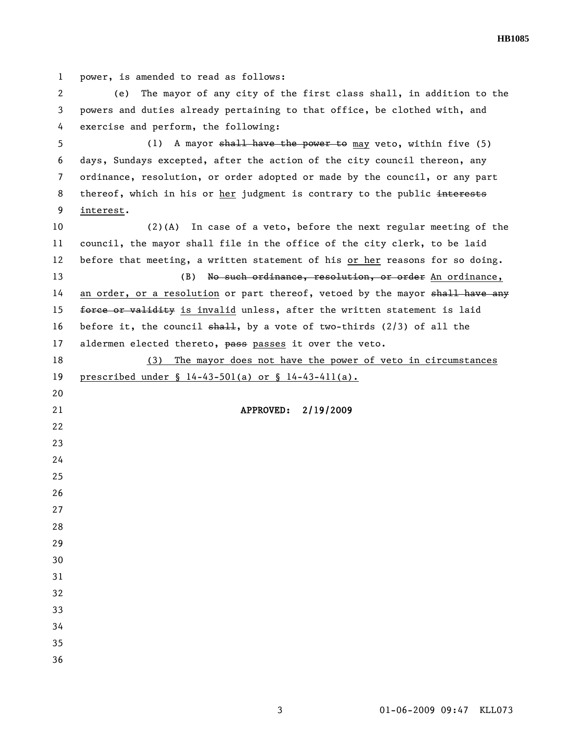power, is amended to read as follows:

(e) The mayor of any city of the first class shall, in addition to the powers and duties already pertaining to that office, be clothed with, and exercise and perform, the following:

(1) A mayor ~~shall have the power to~~ <u>may</u> veto, within five (5) days, Sundays excepted, after the action of the city council thereon, any ordinance, resolution, or order adopted or made by the council, or any part thereof, which in his or <u>her</u> judgment is contrary to the public ~~interests~~ <u>interest</u>.

(2)(A) In case of a veto, before the next regular meeting of the council, the mayor shall file in the office of the city clerk, to be laid before that meeting, a written statement of his <u>or her</u> reasons for so doing.

(B) ~~No such ordinance, resolution, or order~~ <u>An ordinance, an order, or a resolution</u> or part thereof, vetoed by the mayor ~~shall have any force or validity~~ <u>is invalid</u> unless, after the written statement is laid before it, the council ~~shall~~, by a vote of two-thirds (2/3) of all the aldermen elected thereto, ~~pass~~ <u>passes</u> it over the veto.

<u>(3) The mayor does not have the power of veto in circumstances prescribed under § 14-43-501(a) or § 14-43-411(a).</u>

**APPROVED: 2/19/2009**